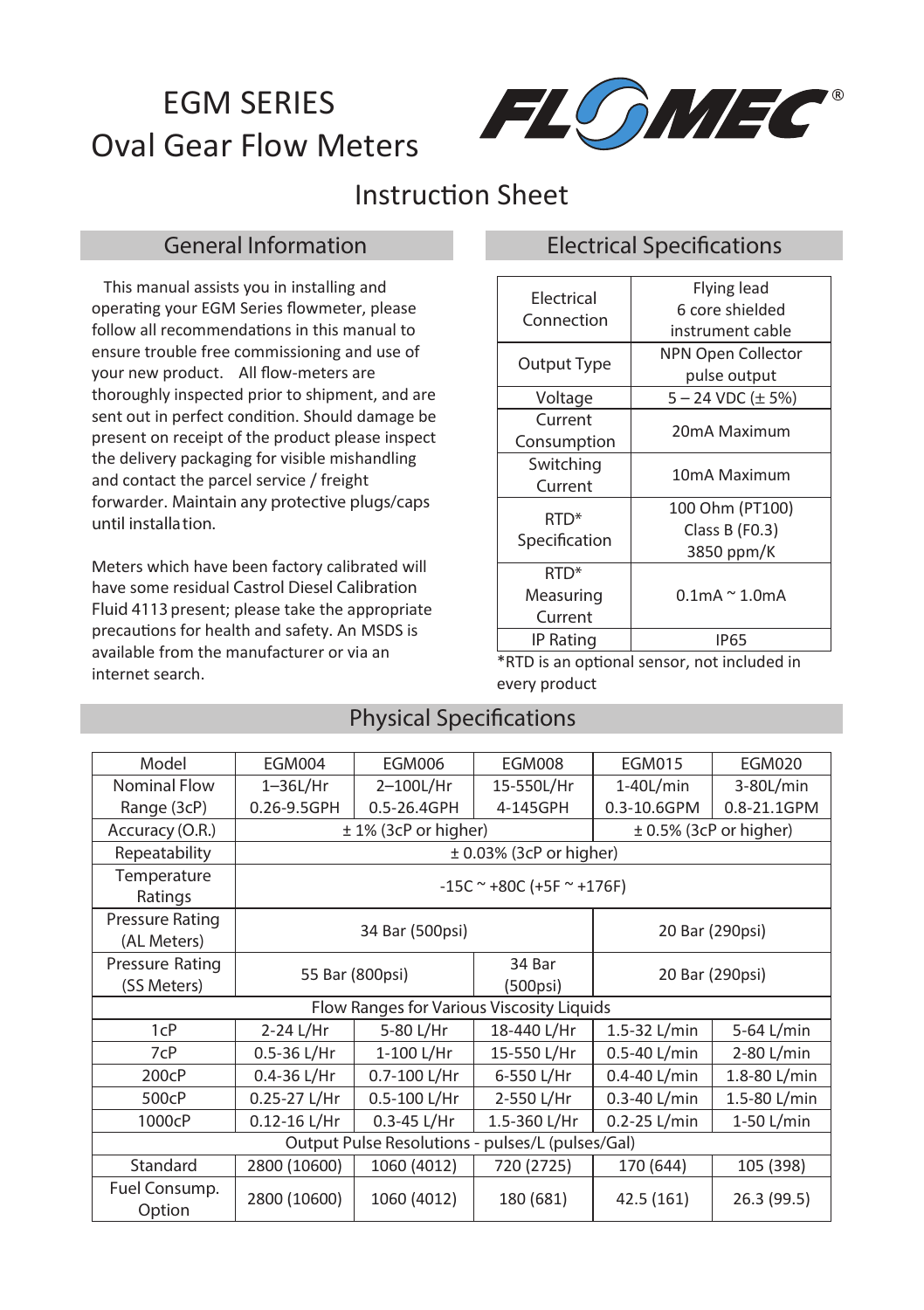# EGM SERIES Oval Gear Flow Meters

FLOMEC®

## Instruction Sheet

## General Information

This manual assists you in installing and operating your EGM Series flowmeter, please follow all recommendations in this manual to ensure trouble free commissioning and use of your new product. All flow-meters are thoroughly inspected prior to shipment, and are sent out in perfect condition. Should damage be present on receipt of the product please inspect the delivery packaging for visible mishandling and contact the parcel service / freight forwarder. Maintain any protective plugs/caps until installation.

Meters which have been factory calibrated will have some residual Castrol Diesel Calibration Fluid 4113 present; please take the appropriate precautions for health and safety. An MSDS is available from the manufacturer or via an internet search.

## Electrical Specifications

| | |
|---|---|
| Electrical Connection | Flying lead 6 core shielded instrument cable |
| Output Type | NPN Open Collector pulse output |
| Voltage | 5 – 24 VDC (± 5%) |
| Current Consumption | 20mA Maximum |
| Switching Current | 10mA Maximum |
| RTD* Specification | 100 Ohm (PT100) Class B (F0.3) 3850 ppm/K |
| RTD* Measuring Current | 0.1mA ~ 1.0mA |
| IP Rating | IP65 |

*RTD is an optional sensor, not included in every product

## Physical Specifications

| Model | EGM004 | EGM006 | EGM008 | EGM015 | EGM020 |
|---|---|---|---|---|---|
| Nominal Flow Range (3cP) | 1–36L/Hr 0.26-9.5GPH | 2–100L/Hr 0.5-26.4GPH | 15-550L/Hr 4-145GPH | 1-40L/min 0.3-10.6GPM | 3-80L/min 0.8-21.1GPM |
| Accuracy (O.R.) | ± 1% (3cP or higher) | | | ± 0.5% (3cP or higher) | |
| Repeatability | ± 0.03% (3cP or higher) | | | | |
| Temperature Ratings | -15C ~ +80C (+5F ~ +176F) | | | | |
| Pressure Rating (AL Meters) | 34 Bar (500psi) | | | 20 Bar (290psi) | |
| Pressure Rating (SS Meters) | 55 Bar (800psi) | | 34 Bar (500psi) | 20 Bar (290psi) | |
| Flow Ranges for Various Viscosity Liquids | | | | | |
| 1cP | 2-24 L/Hr | 5-80 L/Hr | 18-440 L/Hr | 1.5-32 L/min | 5-64 L/min |
| 7cP | 0.5-36 L/Hr | 1-100 L/Hr | 15-550 L/Hr | 0.5-40 L/min | 2-80 L/min |
| 200cP | 0.4-36 L/Hr | 0.7-100 L/Hr | 6-550 L/Hr | 0.4-40 L/min | 1.8-80 L/min |
| 500cP | 0.25-27 L/Hr | 0.5-100 L/Hr | 2-550 L/Hr | 0.3-40 L/min | 1.5-80 L/min |
| 1000cP | 0.12-16 L/Hr | 0.3-45 L/Hr | 1.5-360 L/Hr | 0.2-25 L/min | 1-50 L/min |
| Output Pulse Resolutions - pulses/L (pulses/Gal) | | | | | |
| Standard | 2800 (10600) | 1060 (4012) | 720 (2725) | 170 (644) | 105 (398) |
| Fuel Consump. Option | 2800 (10600) | 1060 (4012) | 180 (681) | 42.5 (161) | 26.3 (99.5) |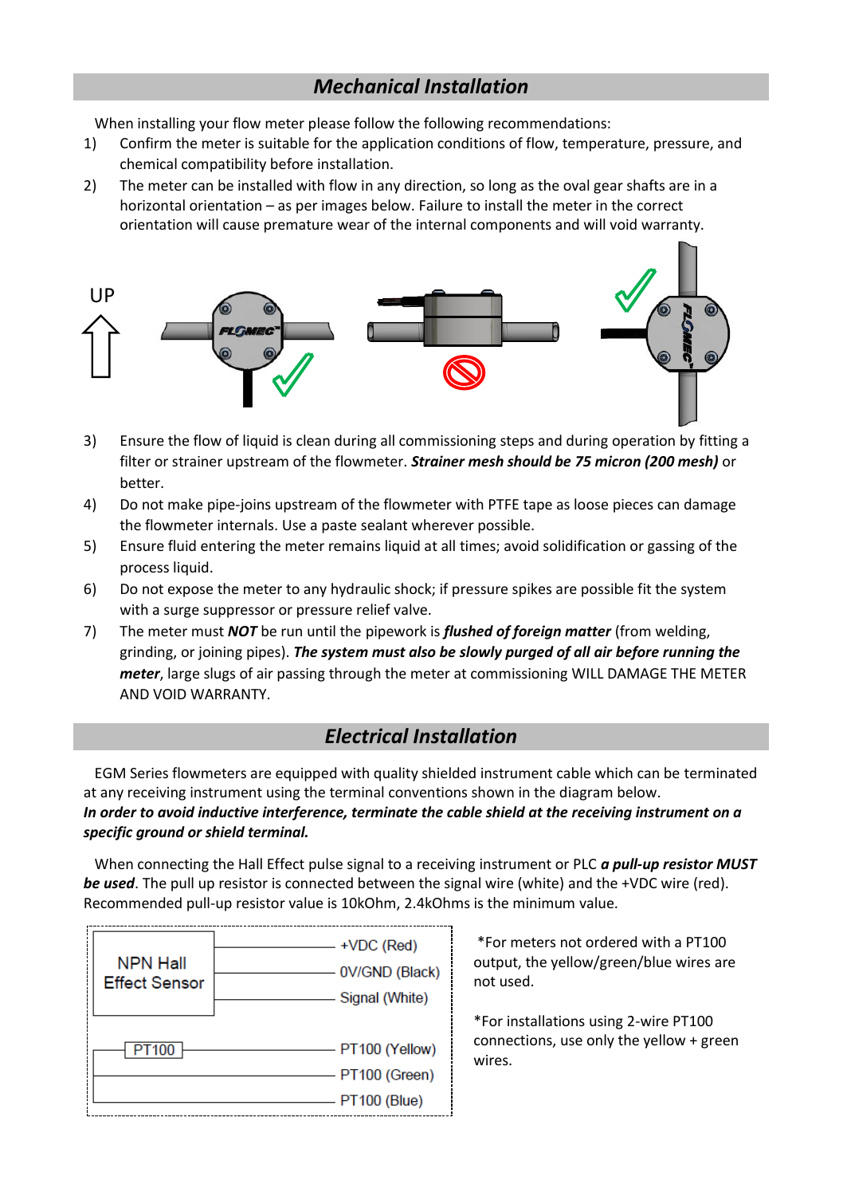## Mechanical Installation

When installing your flow meter please follow the following recommendations:

1) Confirm the meter is suitable for the application conditions of flow, temperature, pressure, and chemical compatibility before installation.
2) The meter can be installed with flow in any direction, so long as the oval gear shafts are in a horizontal orientation – as per images below. Failure to install the meter in the correct orientation will cause premature wear of the internal components and will void warranty.

3) Ensure the flow of liquid is clean during all commissioning steps and during operation by fitting a filter or strainer upstream of the flowmeter. ***Strainer mesh should be 75 micron (200 mesh)*** or better.
4) Do not make pipe-joins upstream of the flowmeter with PTFE tape as loose pieces can damage the flowmeter internals. Use a paste sealant wherever possible.
5) Ensure fluid entering the meter remains liquid at all times; avoid solidification or gassing of the process liquid.
6) Do not expose the meter to any hydraulic shock; if pressure spikes are possible fit the system with a surge suppressor or pressure relief valve.
7) The meter must ***NOT*** be run until the pipework is ***flushed of foreign matter*** (from welding, grinding, or joining pipes). ***The system must also be slowly purged of all air before running the meter***, large slugs of air passing through the meter at commissioning WILL DAMAGE THE METER AND VOID WARRANTY.

## Electrical Installation

EGM Series flowmeters are equipped with quality shielded instrument cable which can be terminated at any receiving instrument using the terminal conventions shown in the diagram below.
***In order to avoid inductive interference, terminate the cable shield at the receiving instrument on a specific ground or shield terminal.***

When connecting the Hall Effect pulse signal to a receiving instrument or PLC ***a pull-up resistor MUST be used***. The pull up resistor is connected between the signal wire (white) and the +VDC wire (red). Recommended pull-up resistor value is 10kOhm, 2.4kOhms is the minimum value.

| Component | Wire |
|---|---|
| NPN Hall Effect Sensor | +VDC (Red) |
| | 0V/GND (Black) |
| | Signal (White) |
| PT100 | PT100 (Yellow) |
| | PT100 (Green) |
| | PT100 (Blue) |

*For meters not ordered with a PT100 output, the yellow/green/blue wires are not used.

*For installations using 2-wire PT100 connections, use only the yellow + green wires.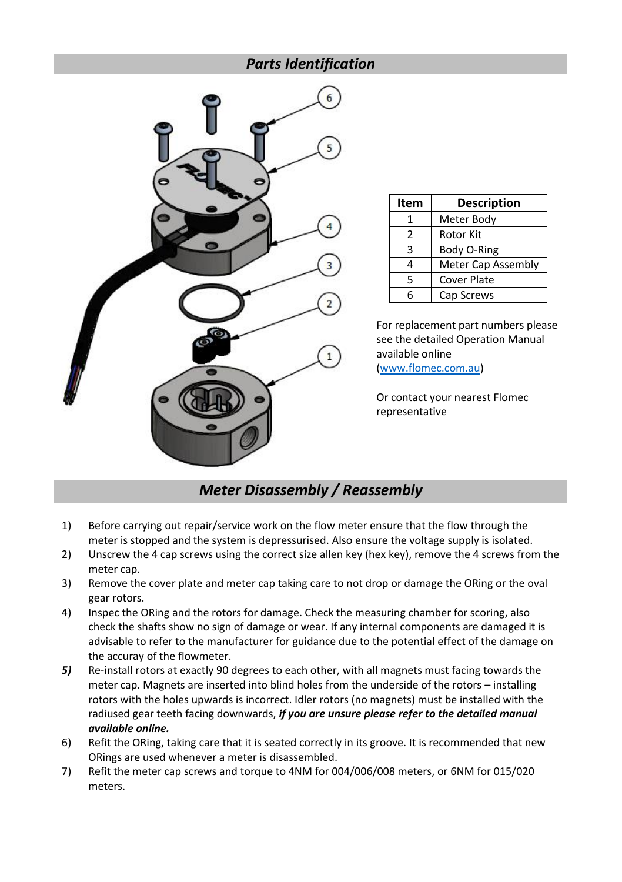## Parts Identification

| Item | Description |
|---|---|
| 1 | Meter Body |
| 2 | Rotor Kit |
| 3 | Body O-Ring |
| 4 | Meter Cap Assembly |
| 5 | Cover Plate |
| 6 | Cap Screws |

For replacement part numbers please see the detailed Operation Manual available online (www.flomec.com.au)

Or contact your nearest Flomec representative

## Meter Disassembly / Reassembly

1) Before carrying out repair/service work on the flow meter ensure that the flow through the meter is stopped and the system is depressurised. Also ensure the voltage supply is isolated.
2) Unscrew the 4 cap screws using the correct size allen key (hex key), remove the 4 screws from the meter cap.
3) Remove the cover plate and meter cap taking care to not drop or damage the ORing or the oval gear rotors.
4) Inspec the ORing and the rotors for damage. Check the measuring chamber for scoring, also check the shafts show no sign of damage or wear. If any internal components are damaged it is advisable to refer to the manufacturer for guidance due to the potential effect of the damage on the accuray of the flowmeter.
5) Re-install rotors at exactly 90 degrees to each other, with all magnets must facing towards the meter cap. Magnets are inserted into blind holes from the underside of the rotors – installing rotors with the holes upwards is incorrect. Idler rotors (no magnets) must be installed with the radiused gear teeth facing downwards, ***if you are unsure please refer to the detailed manual available online.***
6) Refit the ORing, taking care that it is seated correctly in its groove. It is recommended that new ORings are used whenever a meter is disassembled.
7) Refit the meter cap screws and torque to 4NM for 004/006/008 meters, or 6NM for 015/020 meters.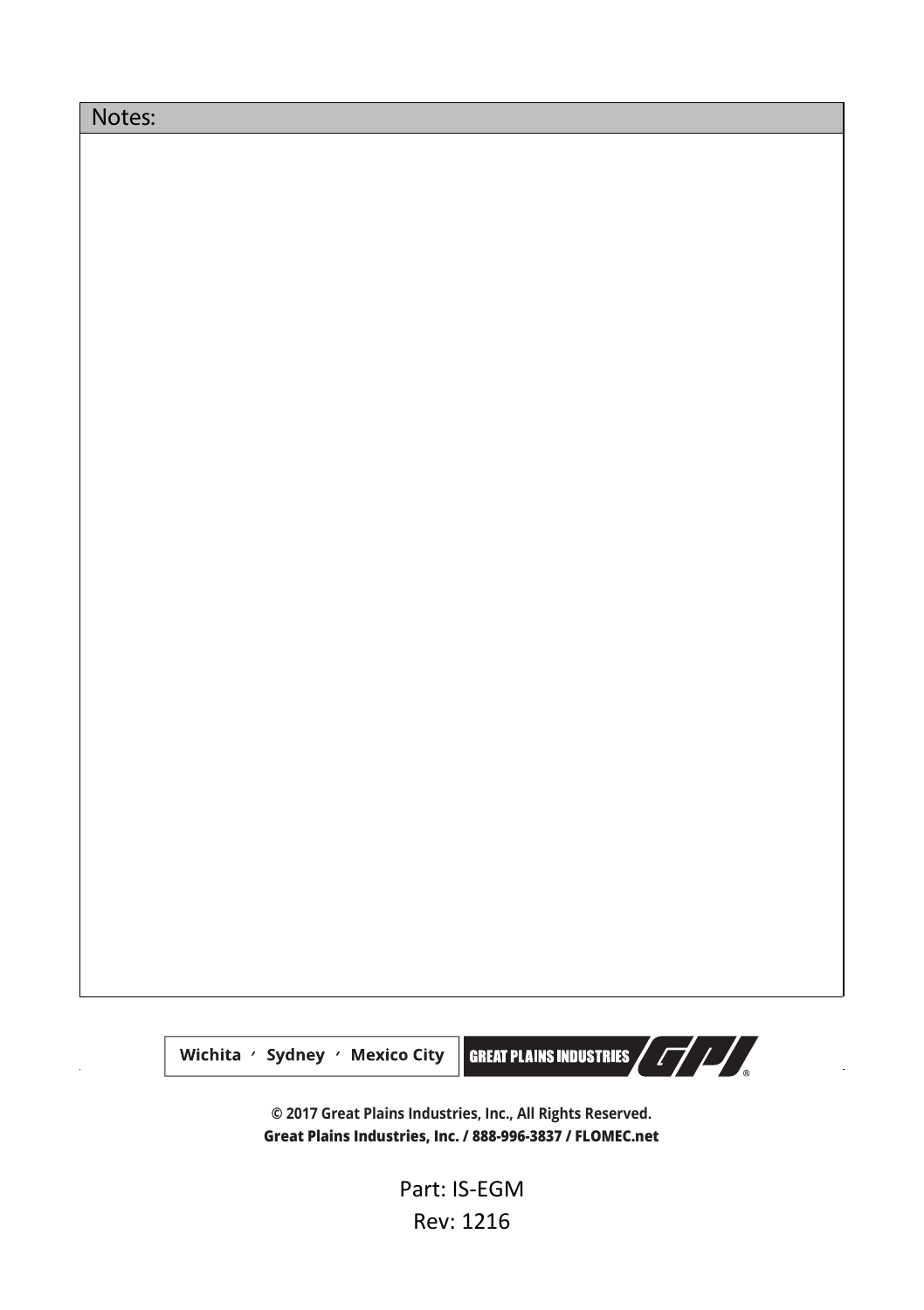## Notes:

Wichita ⸍ Sydney ⸍ Mexico City

GREAT PLAINS INDUSTRIES

**© 2017 Great Plains Industries, Inc., All Rights Reserved.**
**Great Plains Industries, Inc. / 888-996-3837 / FLOMEC.net**

Part: IS-EGM
Rev: 1216